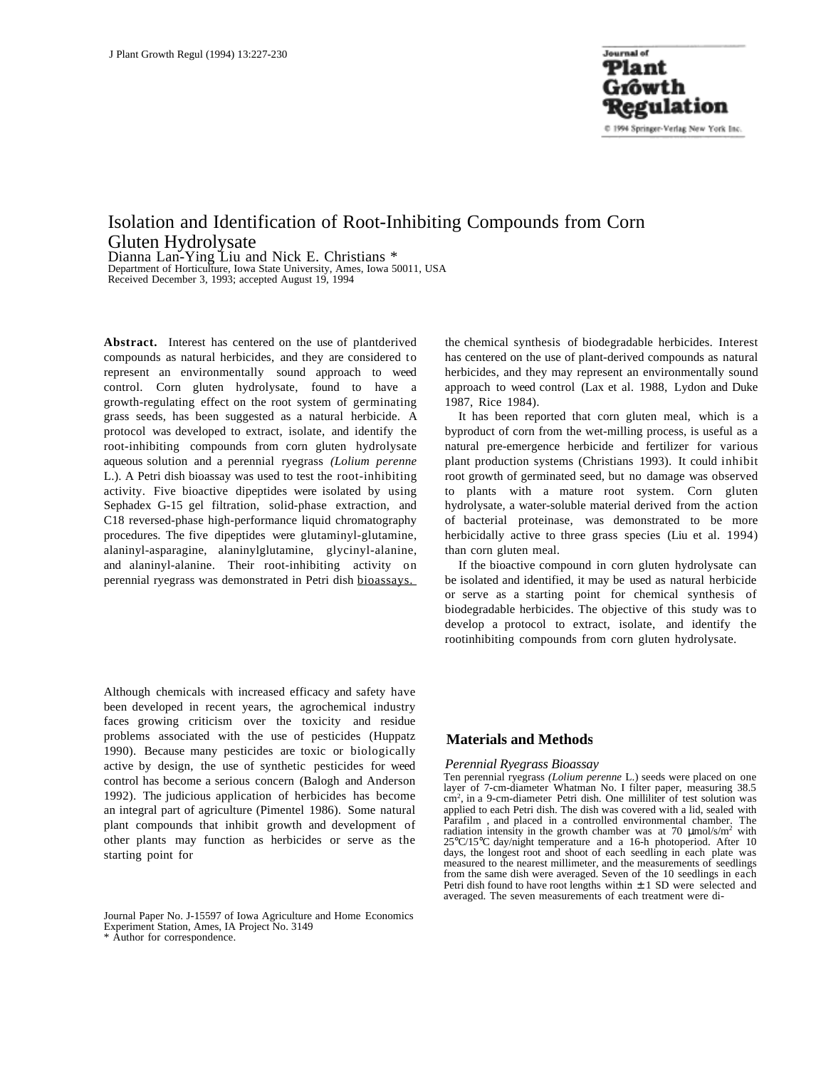# Isolation and Identification of Root-Inhibiting Compounds from Corn Gluten Hydrolysate

Dianna Lan-Ying Liu and Nick E. Christians *

Department of Horticulture, Iowa State University, Ames, Iowa 50011, USA

Received December 3, 1993; accepted August 19, 1994

**Abstract.** Interest has centered on the use of plantderived compounds as natural herbicides, and they are considered to represent an environmentally sound approach to weed control. Corn gluten hydrolysate, found to have a growth-regulating effect on the root system of germinating grass seeds, has been suggested as a natural herbicide. A protocol was developed to extract, isolate, and identify the root-inhibiting compounds from corn gluten hydrolysate aqueous solution and a perennial ryegrass *(Lolium perenne* L.). A Petri dish bioassay was used to test the root-inhibiting activity. Five bioactive dipeptides were isolated by using Sephadex G-15 gel filtration, solid-phase extraction, and C18 reversed-phase high-performance liquid chromatography procedures. The five dipeptides were glutaminyl-glutamine, alaninyl-asparagine, alaninylglutamine, glycinyl-alanine, and alaninyl-alanine. Their root-inhibiting activity on perennial ryegrass was demonstrated in Petri dish bioassays.

Although chemicals with increased efficacy and safety have been developed in recent years, the agrochemical industry faces growing criticism over the toxicity and residue problems associated with the use of pesticides (Huppatz 1990). Because many pesticides are toxic or biologically active by design, the use of synthetic pesticides for weed control has become a serious concern (Balogh and Anderson 1992). The judicious application of herbicides has become an integral part of agriculture (Pimentel 1986). Some natural plant compounds that inhibit growth and development of other plants may function as herbicides or serve as the starting point for the chemical synthesis of biodegradable herbicides. Interest has centered on the use of plant-derived compounds as natural herbicides, and they may represent an environmentally sound approach to weed control (Lax et al. 1988, Lydon and Duke 1987, Rice 1984).

It has been reported that corn gluten meal, which is a byproduct of corn from the wet-milling process, is useful as a natural pre-emergence herbicide and fertilizer for various plant production systems (Christians 1993). It could inhibit root growth of germinated seed, but no damage was observed to plants with a mature root system. Corn gluten hydrolysate, a water-soluble material derived from the action of bacterial proteinase, was demonstrated to be more herbicidally active to three grass species (Liu et al. 1994) than corn gluten meal.

If the bioactive compound in corn gluten hydrolysate can be isolated and identified, it may be used as natural herbicide or serve as a starting point for chemical synthesis of biodegradable herbicides. The objective of this study was to develop a protocol to extract, isolate, and identify the rootinhibiting compounds from corn gluten hydrolysate.

Journal Paper No. J-15597 of Iowa Agriculture and Home Economics Experiment Station, Ames, IA Project No. 3149

\* Author for correspondence.

## Materials and Methods

### *Perennial Ryegrass Bioassay*

Ten perennial ryegrass *(Lolium perenne* L.) seeds were placed on one layer of 7-cm-diameter Whatman No. I filter paper, measuring 38.5 $cm^2$, in a 9-cm-diameter Petri dish. One milliliter of test solution was applied to each Petri dish. The dish was covered with a lid, sealed with Parafilm , and placed in a controlled environmental chamber. The radiation intensity in the growth chamber was at 70 $\mu mol/s/m^2$ with 25°C/15°C day/night temperature and a 16-h photoperiod. After 10 days, the longest root and shoot of each seedling in each plate was measured to the nearest millimeter, and the measurements of seedlings from the same dish were averaged. Seven of the 10 seedlings in each Petri dish found to have root lengths within $\pm 1$ SD were selected and averaged. The seven measurements of each treatment were di-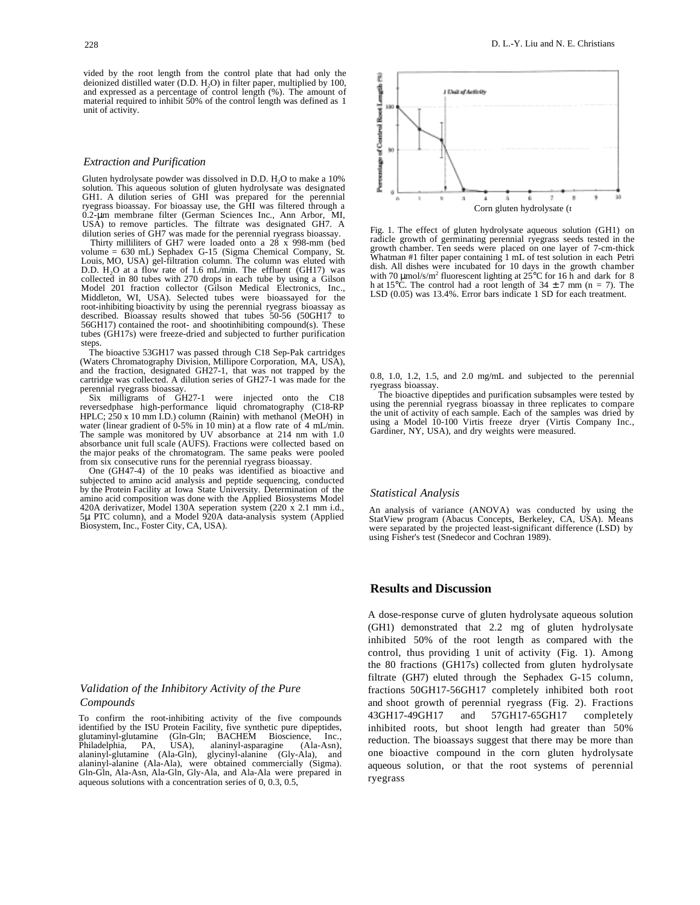vided by the root length from the control plate that had only the deionized distilled water (D.D. $H_2O$) in filter paper, multiplied by 100, and expressed as a percentage of control length (%). The amount of material required to inhibit 50% of the control length was defined as 1 unit of activity.

### *Extraction and Purification*

Gluten hydrolysate powder was dissolved in D.D. $H_2O$ to make a 10% solution. This aqueous solution of gluten hydrolysate was designated GH1. A dilution series of GHI was prepared for the perennial ryegrass bioassay. For bioassay use, the GHI was filtered through a 0.2-μm membrane filter (German Sciences Inc., Ann Arbor, MI, USA) to remove particles. The filtrate was designated GH7. A dilution series of GH7 was made for the perennial ryegrass bioassay.

Thirty milliliters of GH7 were loaded onto a 28 x 998-mm (bed volume = 630 mL) Sephadex G-15 (Sigma Chemical Company, St. Louis, MO, USA) gel-filtration column. The column was eluted with D.D. $H_2O$ at a flow rate of 1.6 mL/min. The effluent (GH17) was collected in 80 tubes with 270 drops in each tube by using a Gilson Model 201 fraction collector (Gilson Medical Electronics, Inc., Middleton, WI, USA). Selected tubes were bioassayed for the root-inhibiting bioactivity by using the perennial ryegrass bioassay as described. Bioassay results showed that tubes 50-56 (50GH17 to 56GH17) contained the root- and shootinhibiting compound(s). These tubes (GH17s) were freeze-dried and subjected to further purification steps.

The bioactive 53GH17 was passed through C18 Sep-Pak cartridges (Waters Chromatography Division, Millipore Corporation, MA, USA), and the fraction, designated GH27-1, that was not trapped by the cartridge was collected. A dilution series of GH27-1 was made for the perennial ryegrass bioassay.

Six milligrams of GH27-1 were injected onto the C18 reversedphase high-performance liquid chromatography (C18-RP HPLC; 250 x 10 mm I.D.) column (Rainin) with methanol (MeOH) in water (linear gradient of 0-5% in 10 min) at a flow rate of 4 mL/min. The sample was monitored by UV absorbance at 214 nm with 1.0 absorbance unit full scale (AUFS). Fractions were collected based on the major peaks of the chromatogram. The same peaks were pooled from six consecutive runs for the perennial ryegrass bioassay.

One (GH47-4) of the 10 peaks was identified as bioactive and subjected to amino acid analysis and peptide sequencing, conducted by the Protein Facility at Iowa State University. Determination of the amino acid composition was done with the Applied Biosystems Model 420A derivatizer, Model 130A seperation system (220 x 2.1 mm i.d., 5μ PTC column), and a Model 920A data-analysis system (Applied Biosystem, Inc., Foster City, CA, USA).

### *Validation of the Inhibitory Activity of the Pure Compounds*

To confirm the root-inhibiting activity of the five compounds identified by the ISU Protein Facility, five synthetic pure dipeptides, glutaminyl-glutamine (Gln-Gln; BACHEM Bioscience, Inc., Philadelphia, PA, USA), alaninyl-asparagine (Ala-Asn), alaninyl-glutamine (Ala-Gln), glycinyl-alanine (Gly-Ala), and alaninyl-alanine (Ala-Ala), were obtained commercially (Sigma). Gln-Gln, Ala-Asn, Ala-Gln, Gly-Ala, and Ala-Ala were prepared in aqueous solutions with a concentration series of 0, 0.3, 0.5, 0.8, 1.0, 1.2, 1.5, and 2.0 mg/mL and subjected to the perennial ryegrass bioassay.

The bioactive dipeptides and purification subsamples were tested by using the perennial ryegrass bioassay in three replicates to compare the unit of activity of each sample. Each of the samples was dried by using a Model 10-100 Virtis freeze dryer (Virtis Company Inc., Gardiner, NY, USA), and dry weights were measured.

Fig. 1. The effect of gluten hydrolysate aqueous solution (GH1) on radicle growth of germinating perennial ryegrass seeds tested in the growth chamber. Ten seeds were placed on one layer of 7-cm-thick Whatman #1 filter paper containing 1 mL of test solution in each Petri dish. All dishes were incubated for 10 days in the growth chamber with 70 μmol/s/m² fluorescent lighting at 25°C for 16 h and dark for 8 h at 15°C. The control had a root length of 34 ± 7 mm (n = 7). The LSD (0.05) was 13.4%. Error bars indicate 1 SD for each treatment.

### *Statistical Analysis*

An analysis of variance (ANOVA) was conducted by using the StatView program (Abacus Concepts, Berkeley, CA, USA). Means were separated by the projected least-significant difference (LSD) by using Fisher's test (Snedecor and Cochran 1989).

## Results and Discussion

A dose-response curve of gluten hydrolysate aqueous solution (GH1) demonstrated that 2.2 mg of gluten hydrolysate inhibited 50% of the root length as compared with the control, thus providing 1 unit of activity (Fig. 1). Among the 80 fractions (GH17s) collected from gluten hydrolysate filtrate (GH7) eluted through the Sephadex G-15 column, fractions 50GH17-56GH17 completely inhibited both root and shoot growth of perennial ryegrass (Fig. 2). Fractions 43GH17-49GH17 and 57GH17-65GH17 completely inhibited roots, but shoot length had greater than 50% reduction. The bioassays suggest that there may be more than one bioactive compound in the corn gluten hydrolysate aqueous solution, or that the root systems of perennial ryegrass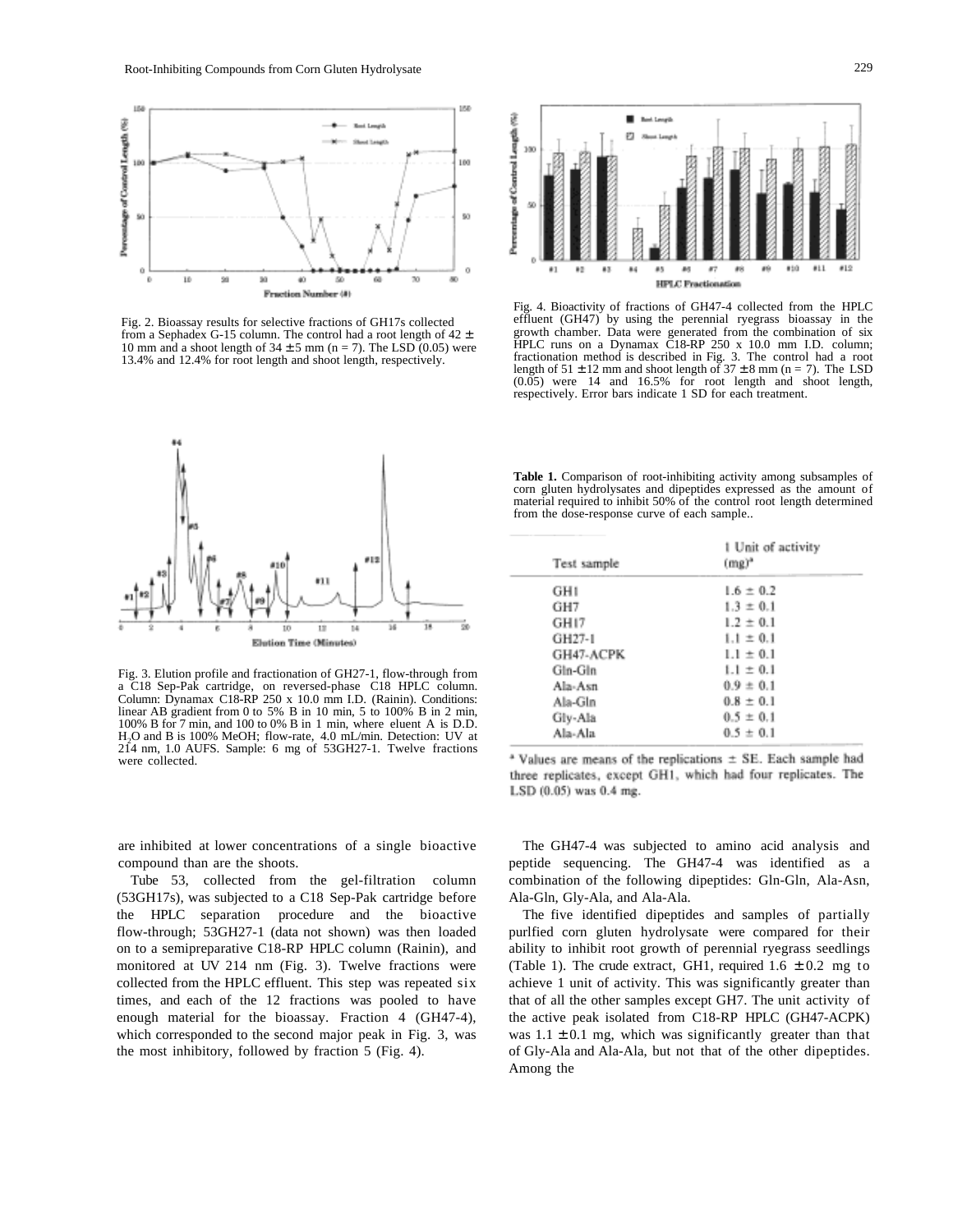Fig. 2. Bioassay results for selective fractions of GH17s collected from a Sephadex G-15 column. The control had a root length of 42 ± 10 mm and a shoot length of 34 ± 5 mm (n = 7). The LSD (0.05) were 13.4% and 12.4% for root length and shoot length, respectively.

Fig. 4. Bioactivity of fractions of GH47-4 collected from the HPLC effluent (GH47) by using the perennial ryegrass bioassay in the growth chamber. Data were generated from the combination of six HPLC runs on a Dynamax C18-RP 250 x 10.0 mm I.D. column; fractionation method is described in Fig. 3. The control had a root length of 51 ± 12 mm and shoot length of 37 ± 8 mm (n = 7). The LSD (0.05) were 14 and 16.5% for root length and shoot length, respectively. Error bars indicate 1 SD for each treatment.

Fig. 3. Elution profile and fractionation of GH27-1, flow-through from a C18 Sep-Pak cartridge, on reversed-phase C18 HPLC column. Column: Dynamax C18-RP 250 x 10.0 mm I.D. (Rainin). Conditions: linear AB gradient from 0 to 5% B in 10 min, 5 to 100% B in 2 min, 100% B for 7 min, and 100 to 0% B in 1 min, where eluent A is D.D. $H_2O$ and B is 100% MeOH; flow-rate, 4.0 mL/min. Detection: UV at 214 nm, 1.0 AUFS. Sample: 6 mg of 53GH27-1. Twelve fractions were collected.

**Table 1.** Comparison of root-inhibiting activity among subsamples of corn gluten hydrolysates and dipeptides expressed as the amount of material required to inhibit 50% of the control root length determined from the dose-response curve of each sample..

| Test sample | 1 Unit of activity (mg)[a] |
|---|---|
| GH1 | 1.6 ± 0.2 |
| GH7 | 1.3 ± 0.1 |
| GH17 | 1.2 ± 0.1 |
| GH27-1 | 1.1 ± 0.1 |
| GH47-ACPK | 1.1 ± 0.1 |
| Gln-Gln | 1.1 ± 0.1 |
| Ala-Asn | 0.9 ± 0.1 |
| Ala-Gln | 0.8 ± 0.1 |
| Gly-Ala | 0.5 ± 0.1 |
| Ala-Ala | 0.5 ± 0.1 |

[a] Values are means of the replications ± SE. Each sample had three replicates, except GH1, which had four replicates. The LSD (0.05) was 0.4 mg.

are inhibited at lower concentrations of a single bioactive compound than are the shoots.

Tube 53, collected from the gel-filtration column (53GH17s), was subjected to a C18 Sep-Pak cartridge before the HPLC separation procedure and the bioactive flow-through; 53GH27-1 (data not shown) was then loaded on to a semipreparative C18-RP HPLC column (Rainin), and monitored at UV 214 nm (Fig. 3). Twelve fractions were collected from the HPLC effluent. This step was repeated six times, and each of the 12 fractions was pooled to have enough material for the bioassay. Fraction 4 (GH47-4), which corresponded to the second major peak in Fig. 3, was the most inhibitory, followed by fraction 5 (Fig. 4).

The GH47-4 was subjected to amino acid analysis and peptide sequencing. The GH47-4 was identified as a combination of the following dipeptides: Gln-Gln, Ala-Asn, Ala-Gln, Gly-Ala, and Ala-Ala.

The five identified dipeptides and samples of partially purlfied corn gluten hydrolysate were compared for their ability to inhibit root growth of perennial ryegrass seedlings (Table 1). The crude extract, GH1, required 1.6 ± 0.2 mg to achieve 1 unit of activity. This was significantly greater than that of all the other samples except GH7. The unit activity of the active peak isolated from C18-RP HPLC (GH47-ACPK) was 1.1 ± 0.1 mg, which was significantly greater than that of Gly-Ala and Ala-Ala, but not that of the other dipeptides. Among the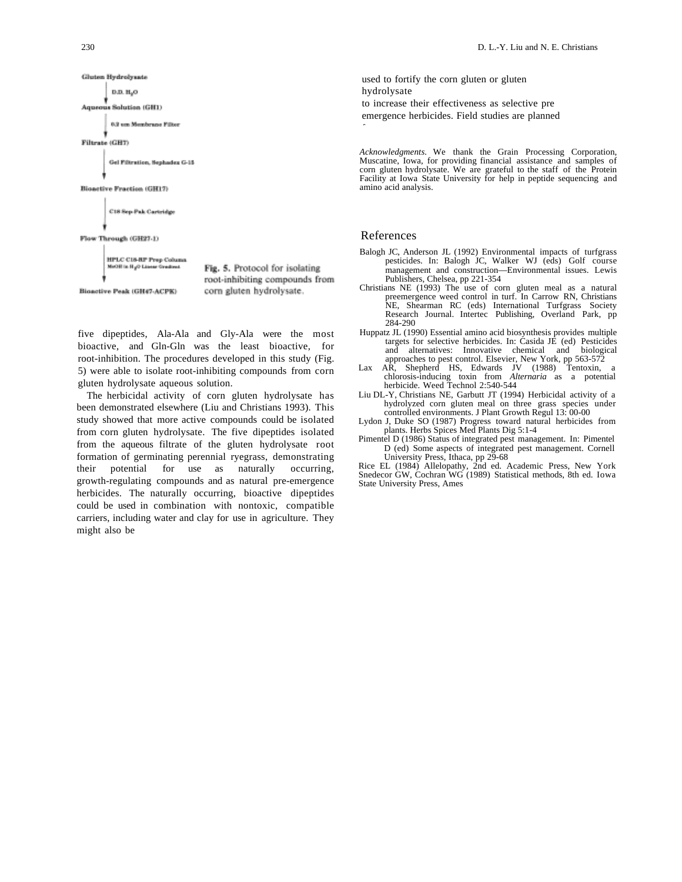Gluten Hydrolysate

D.D. $H_2O$

Aqueous Solution (GH1)

0.2 um Membrane Filter

Filtrate (GH7)

Gel Filtration, Sephadex G-15

Bioactive Fraction (GH17)

C18 Sep-Pak Cartridge

Flow Through (GH27-1)

HPLC C18-RP Prep Column MeOH in $H_2O$ Linear Gradient

Bioactive Peak (GH47-ACPK)

**Fig. 5.** Protocol for isolating root-inhibiting compounds from corn gluten hydrolysate.

five dipeptides, Ala-Ala and Gly-Ala were the most bioactive, and Gln-Gln was the least bioactive, for root-inhibition. The procedures developed in this study (Fig. 5) were able to isolate root-inhibiting compounds from corn gluten hydrolysate aqueous solution.

The herbicidal activity of corn gluten hydrolysate has been demonstrated elsewhere (Liu and Christians 1993). This study showed that more active compounds could be isolated from corn gluten hydrolysate. The five dipeptides isolated from the aqueous filtrate of the gluten hydrolysate root formation of germinating perennial ryegrass, demonstrating their potential for use as naturally occurring, growth-regulating compounds and as natural pre-emergence herbicides. The naturally occurring, bioactive dipeptides could be used in combination with nontoxic, compatible carriers, including water and clay for use in agriculture. They might also be used to fortify the corn gluten or gluten hydrolysate to increase their effectiveness as selective pre emergence herbicides. Field studies are planned

*Acknowledgments.* We thank the Grain Processing Corporation, Muscatine, Iowa, for providing financial assistance and samples of corn gluten hydrolysate. We are grateful to the staff of the Protein Facility at Iowa State University for help in peptide sequencing and amino acid analysis.

## References

Balogh JC, Anderson JL (1992) Environmental impacts of turfgrass pesticides. In: Balogh JC, Walker WJ (eds) Golf course management and construction—Environmental issues. Lewis Publishers, Chelsea, pp 221-354

Christians NE (1993) The use of corn gluten meal as a natural preemergence weed control in turf. In Carrow RN, Christians NE, Shearman RC (eds) International Turfgrass Society Research Journal. Intertec Publishing, Overland Park, pp 284-290

Huppatz JL (1990) Essential amino acid biosynthesis provides multiple targets for selective herbicides. In: Casida JE (ed) Pesticides and alternatives: Innovative chemical and biological approaches to pest control. Elsevier, New York, pp 563-572

Lax AR, Shepherd HS, Edwards JV (1988) Tentoxin, a chlorosis-inducing toxin from *Alternaria* as a potential herbicide. Weed Technol 2:540-544

Liu DL-Y, Christians NE, Garbutt JT (1994) Herbicidal activity of a hydrolyzed corn gluten meal on three grass species under controlled environments. J Plant Growth Regul 13: 00-00

Lydon J, Duke SO (1987) Progress toward natural herbicides from plants. Herbs Spices Med Plants Dig 5:1-4

Pimentel D (1986) Status of integrated pest management. In: Pimentel D (ed) Some aspects of integrated pest management. Cornell University Press, Ithaca, pp 29-68

Rice EL (1984) Allelopathy, 2nd ed. Academic Press, New York

Snedecor GW, Cochran WG (1989) Statistical methods, 8th ed. Iowa State University Press, Ames